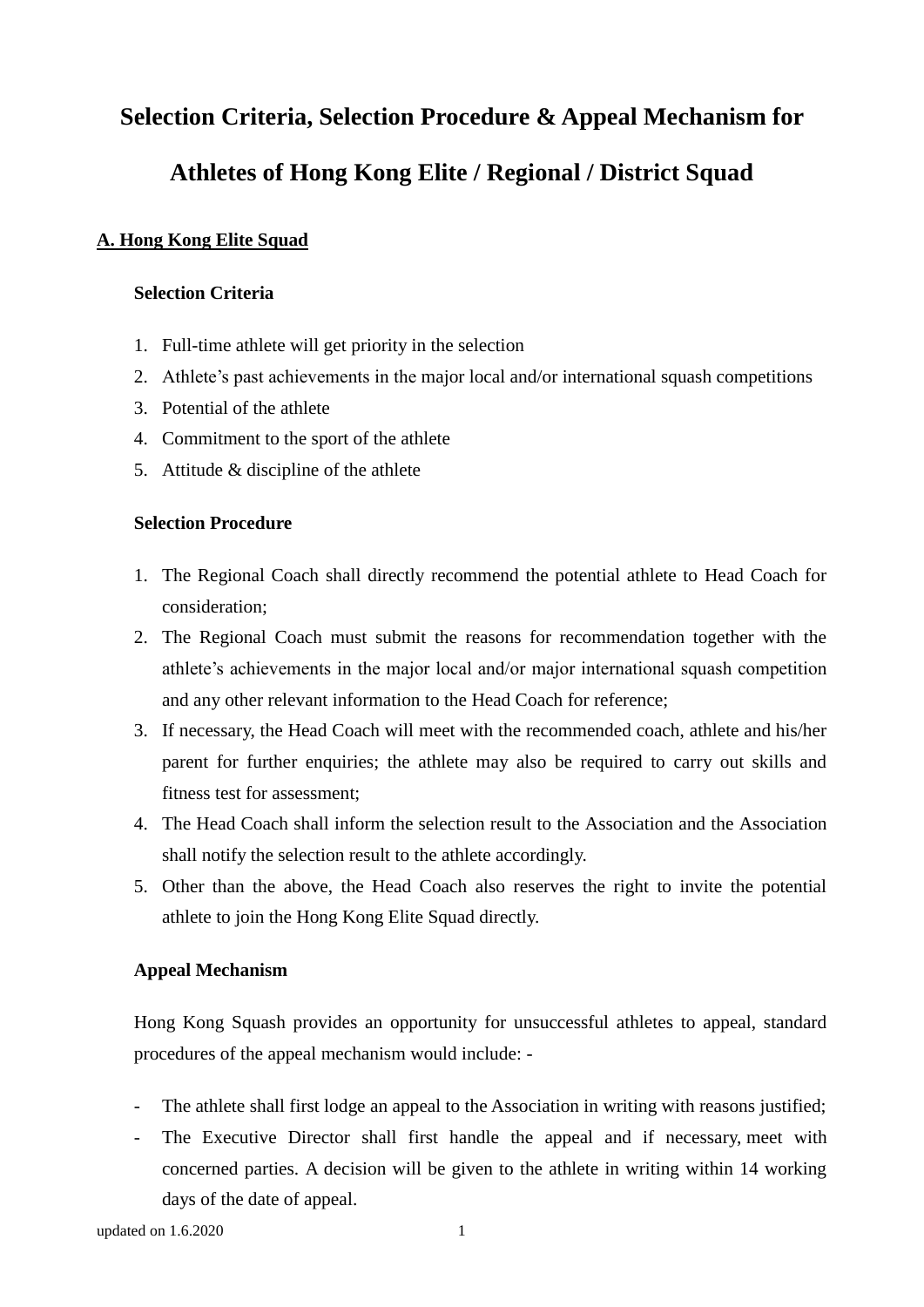# Selection Criteria, Selection Procedure & Appeal Mechanism for Athletes of Hong Kong Elite / Regional / District Squad

## A. Hong Kong Elite Squad

### Selection Criteria

1. Full-time athlete will get priority in the selection
2. Athlete's past achievements in the major local and/or international squash competitions
3. Potential of the athlete
4. Commitment to the sport of the athlete
5. Attitude & discipline of the athlete

### Selection Procedure

1. The Regional Coach shall directly recommend the potential athlete to Head Coach for consideration;
2. The Regional Coach must submit the reasons for recommendation together with the athlete's achievements in the major local and/or major international squash competition and any other relevant information to the Head Coach for reference;
3. If necessary, the Head Coach will meet with the recommended coach, athlete and his/her parent for further enquiries; the athlete may also be required to carry out skills and fitness test for assessment;
4. The Head Coach shall inform the selection result to the Association and the Association shall notify the selection result to the athlete accordingly.
5. Other than the above, the Head Coach also reserves the right to invite the potential athlete to join the Hong Kong Elite Squad directly.

### Appeal Mechanism

Hong Kong Squash provides an opportunity for unsuccessful athletes to appeal, standard procedures of the appeal mechanism would include: -

- The athlete shall first lodge an appeal to the Association in writing with reasons justified;
- The Executive Director shall first handle the appeal and if necessary, meet with concerned parties. A decision will be given to the athlete in writing within 14 working days of the date of appeal.

updated on 1.6.2020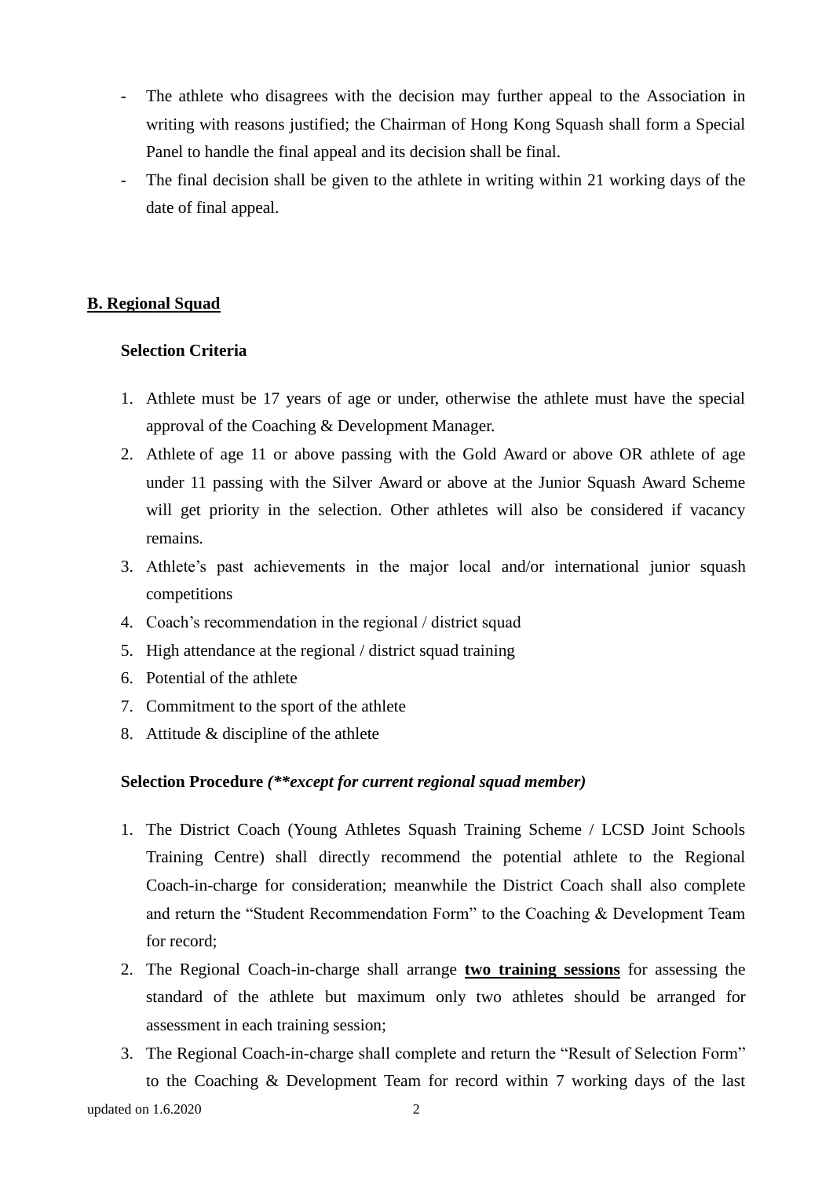- The athlete who disagrees with the decision may further appeal to the Association in writing with reasons justified; the Chairman of Hong Kong Squash shall form a Special Panel to handle the final appeal and its decision shall be final.
- The final decision shall be given to the athlete in writing within 21 working days of the date of final appeal.

## **B. Regional Squad**

### Selection Criteria

1. Athlete must be 17 years of age or under, otherwise the athlete must have the special approval of the Coaching & Development Manager.
2. Athlete of age 11 or above passing with the Gold Award or above OR athlete of age under 11 passing with the Silver Award or above at the Junior Squash Award Scheme will get priority in the selection. Other athletes will also be considered if vacancy remains.
3. Athlete's past achievements in the major local and/or international junior squash competitions
4. Coach's recommendation in the regional / district squad
5. High attendance at the regional / district squad training
6. Potential of the athlete
7. Commitment to the sport of the athlete
8. Attitude & discipline of the athlete

### Selection Procedure *(**except for current regional squad member)*

1. The District Coach (Young Athletes Squash Training Scheme / LCSD Joint Schools Training Centre) shall directly recommend the potential athlete to the Regional Coach-in-charge for consideration; meanwhile the District Coach shall also complete and return the "Student Recommendation Form" to the Coaching & Development Team for record;
2. The Regional Coach-in-charge shall arrange **two training sessions** for assessing the standard of the athlete but maximum only two athletes should be arranged for assessment in each training session;
3. The Regional Coach-in-charge shall complete and return the "Result of Selection Form" to the Coaching & Development Team for record within 7 working days of the last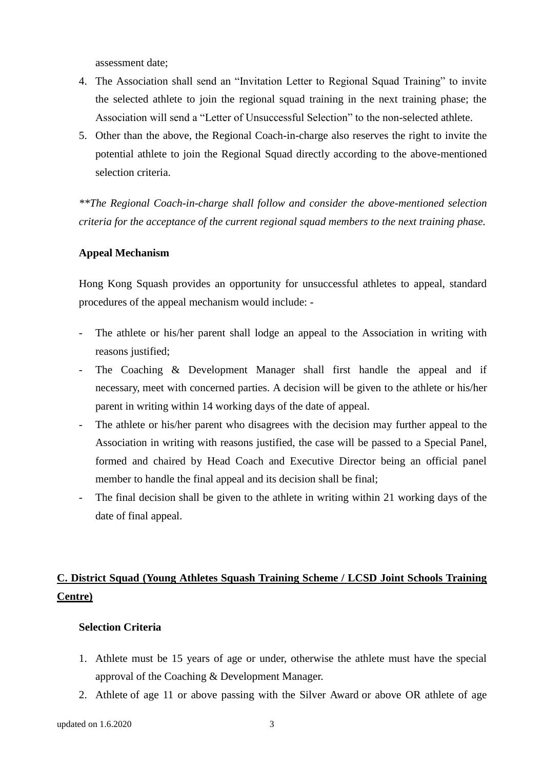assessment date;

4. The Association shall send an "Invitation Letter to Regional Squad Training" to invite the selected athlete to join the regional squad training in the next training phase; the Association will send a "Letter of Unsuccessful Selection" to the non-selected athlete.
5. Other than the above, the Regional Coach-in-charge also reserves the right to invite the potential athlete to join the Regional Squad directly according to the above-mentioned selection criteria.

*\*\*The Regional Coach-in-charge shall follow and consider the above-mentioned selection criteria for the acceptance of the current regional squad members to the next training phase.*

**Appeal Mechanism**

Hong Kong Squash provides an opportunity for unsuccessful athletes to appeal, standard procedures of the appeal mechanism would include: -

- The athlete or his/her parent shall lodge an appeal to the Association in writing with reasons justified;
- The Coaching & Development Manager shall first handle the appeal and if necessary, meet with concerned parties. A decision will be given to the athlete or his/her parent in writing within 14 working days of the date of appeal.
- The athlete or his/her parent who disagrees with the decision may further appeal to the Association in writing with reasons justified, the case will be passed to a Special Panel, formed and chaired by Head Coach and Executive Director being an official panel member to handle the final appeal and its decision shall be final;
- The final decision shall be given to the athlete in writing within 21 working days of the date of final appeal.

## C. District Squad (Young Athletes Squash Training Scheme / LCSD Joint Schools Training Centre)

**Selection Criteria**

1. Athlete must be 15 years of age or under, otherwise the athlete must have the special approval of the Coaching & Development Manager.
2. Athlete of age 11 or above passing with the Silver Award or above OR athlete of age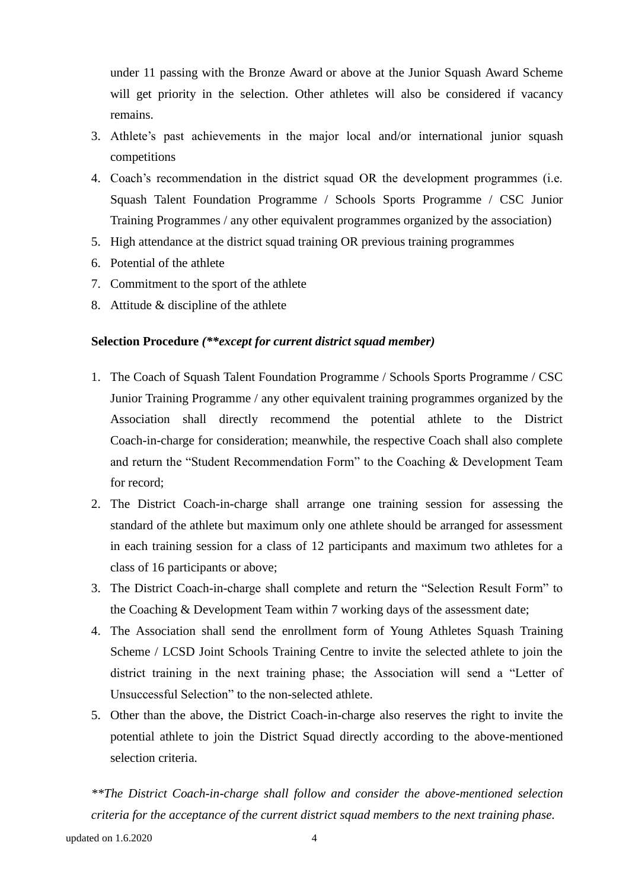under 11 passing with the Bronze Award or above at the Junior Squash Award Scheme will get priority in the selection. Other athletes will also be considered if vacancy remains.

3. Athlete's past achievements in the major local and/or international junior squash competitions
4. Coach's recommendation in the district squad OR the development programmes (i.e. Squash Talent Foundation Programme / Schools Sports Programme / CSC Junior Training Programmes / any other equivalent programmes organized by the association)
5. High attendance at the district squad training OR previous training programmes
6. Potential of the athlete
7. Commitment to the sport of the athlete
8. Attitude & discipline of the athlete

**Selection Procedure** ***(**except for current district squad member)***

1. The Coach of Squash Talent Foundation Programme / Schools Sports Programme / CSC Junior Training Programme / any other equivalent training programmes organized by the Association shall directly recommend the potential athlete to the District Coach-in-charge for consideration; meanwhile, the respective Coach shall also complete and return the "Student Recommendation Form" to the Coaching & Development Team for record;
2. The District Coach-in-charge shall arrange one training session for assessing the standard of the athlete but maximum only one athlete should be arranged for assessment in each training session for a class of 12 participants and maximum two athletes for a class of 16 participants or above;
3. The District Coach-in-charge shall complete and return the "Selection Result Form" to the Coaching & Development Team within 7 working days of the assessment date;
4. The Association shall send the enrollment form of Young Athletes Squash Training Scheme / LCSD Joint Schools Training Centre to invite the selected athlete to join the district training in the next training phase; the Association will send a "Letter of Unsuccessful Selection" to the non-selected athlete.
5. Other than the above, the District Coach-in-charge also reserves the right to invite the potential athlete to join the District Squad directly according to the above-mentioned selection criteria.

*\*\*The District Coach-in-charge shall follow and consider the above-mentioned selection criteria for the acceptance of the current district squad members to the next training phase.*

updated on 1.6.2020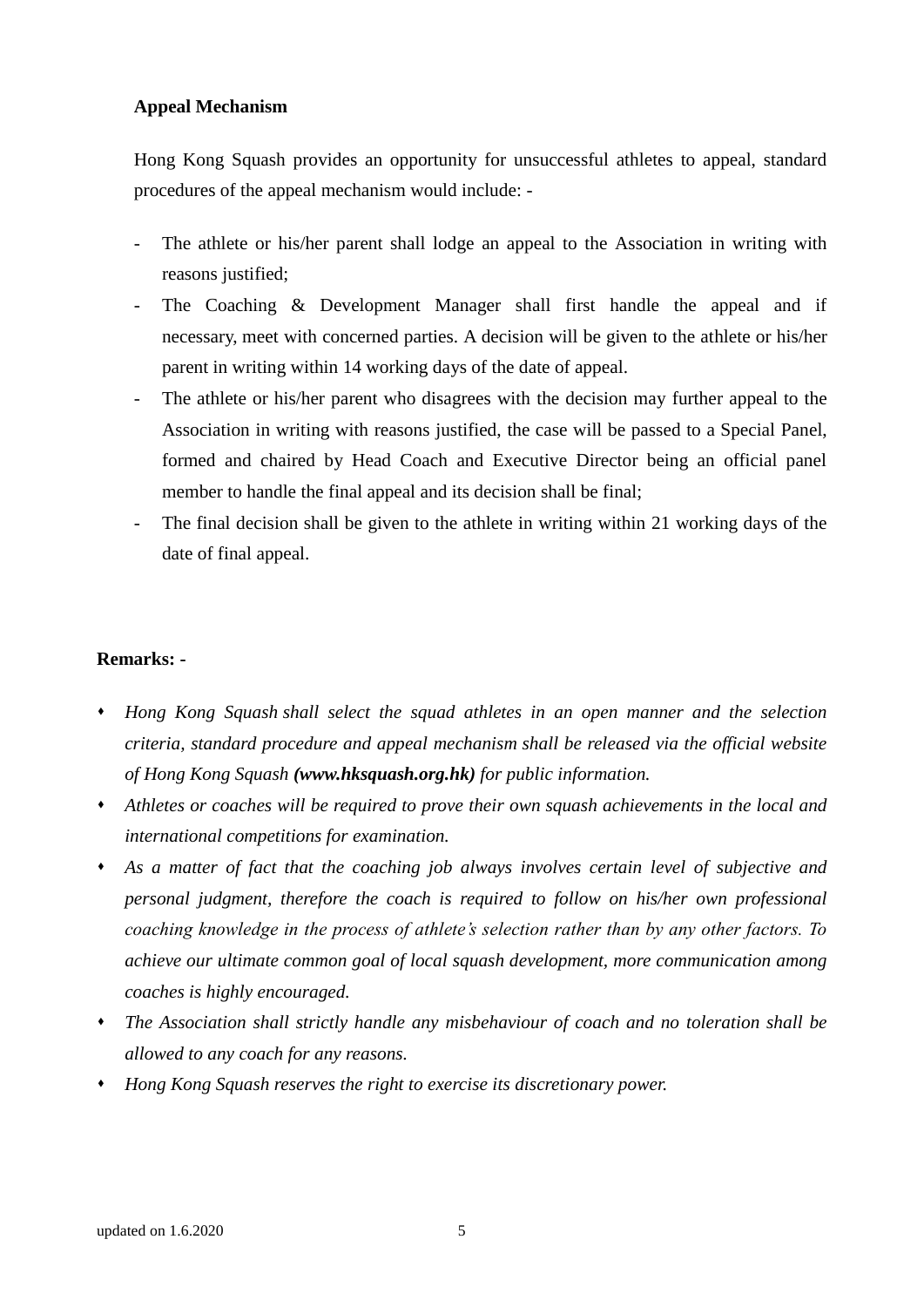**Appeal Mechanism**

Hong Kong Squash provides an opportunity for unsuccessful athletes to appeal, standard procedures of the appeal mechanism would include: -

- The athlete or his/her parent shall lodge an appeal to the Association in writing with reasons justified;
- The Coaching & Development Manager shall first handle the appeal and if necessary, meet with concerned parties. A decision will be given to the athlete or his/her parent in writing within 14 working days of the date of appeal.
- The athlete or his/her parent who disagrees with the decision may further appeal to the Association in writing with reasons justified, the case will be passed to a Special Panel, formed and chaired by Head Coach and Executive Director being an official panel member to handle the final appeal and its decision shall be final;
- The final decision shall be given to the athlete in writing within 21 working days of the date of final appeal.

**Remarks: -**

- *Hong Kong Squash shall select the squad athletes in an open manner and the selection criteria, standard procedure and appeal mechanism shall be released via the official website of Hong Kong Squash* ***(www.hksquash.org.hk)*** *for public information.*
- *Athletes or coaches will be required to prove their own squash achievements in the local and international competitions for examination.*
- *As a matter of fact that the coaching job always involves certain level of subjective and personal judgment, therefore the coach is required to follow on his/her own professional coaching knowledge in the process of athlete's selection rather than by any other factors. To achieve our ultimate common goal of local squash development, more communication among coaches is highly encouraged.*
- *The Association shall strictly handle any misbehaviour of coach and no toleration shall be allowed to any coach for any reasons.*
- *Hong Kong Squash reserves the right to exercise its discretionary power.*

updated on 1.6.2020